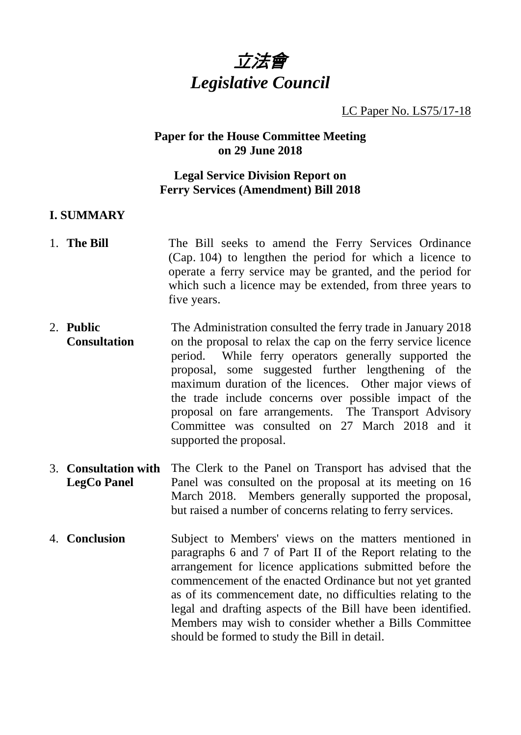# 立法會
# *Legislative Council*

LC Paper No. LS75/17-18

**Paper for the House Committee Meeting on 29 June 2018**

**Legal Service Division Report on Ferry Services (Amendment) Bill 2018**

## I. SUMMARY

1. **The Bill** — The Bill seeks to amend the Ferry Services Ordinance (Cap. 104) to lengthen the period for which a licence to operate a ferry service may be granted, and the period for which such a licence may be extended, from three years to five years.

2. **Public Consultation** — The Administration consulted the ferry trade in January 2018 on the proposal to relax the cap on the ferry service licence period. While ferry operators generally supported the proposal, some suggested further lengthening of the maximum duration of the licences. Other major views of the trade include concerns over possible impact of the proposal on fare arrangements. The Transport Advisory Committee was consulted on 27 March 2018 and it supported the proposal.

3. **Consultation with LegCo Panel** — The Clerk to the Panel on Transport has advised that the Panel was consulted on the proposal at its meeting on 16 March 2018. Members generally supported the proposal, but raised a number of concerns relating to ferry services.

4. **Conclusion** — Subject to Members' views on the matters mentioned in paragraphs 6 and 7 of Part II of the Report relating to the arrangement for licence applications submitted before the commencement of the enacted Ordinance but not yet granted as of its commencement date, no difficulties relating to the legal and drafting aspects of the Bill have been identified. Members may wish to consider whether a Bills Committee should be formed to study the Bill in detail.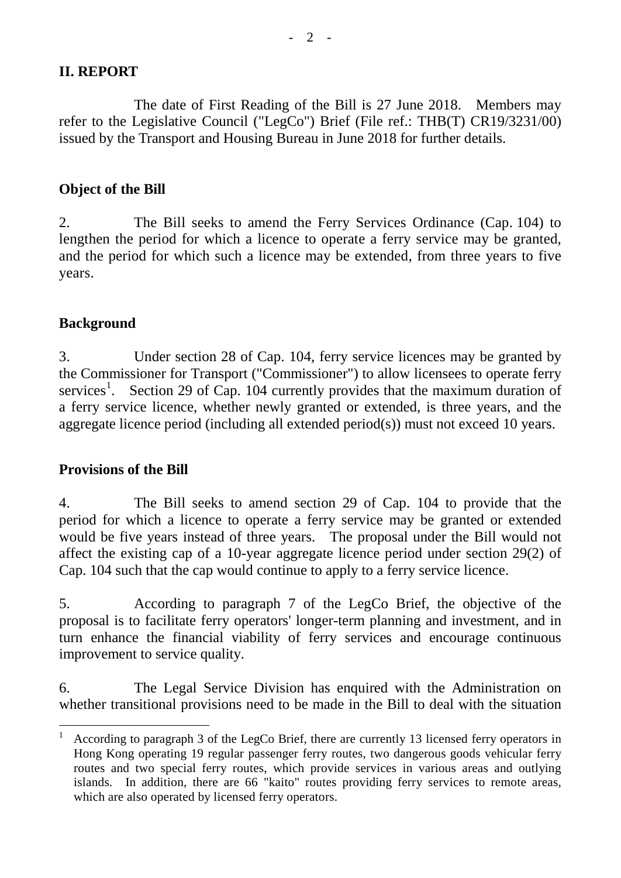## II. REPORT

The date of First Reading of the Bill is 27 June 2018. Members may refer to the Legislative Council ("LegCo") Brief (File ref.: THB(T) CR19/3231/00) issued by the Transport and Housing Bureau in June 2018 for further details.

### Object of the Bill

2. The Bill seeks to amend the Ferry Services Ordinance (Cap. 104) to lengthen the period for which a licence to operate a ferry service may be granted, and the period for which such a licence may be extended, from three years to five years.

### Background

3. Under section 28 of Cap. 104, ferry service licences may be granted by the Commissioner for Transport ("Commissioner") to allow licensees to operate ferry services[1]. Section 29 of Cap. 104 currently provides that the maximum duration of a ferry service licence, whether newly granted or extended, is three years, and the aggregate licence period (including all extended period(s)) must not exceed 10 years.

### Provisions of the Bill

4. The Bill seeks to amend section 29 of Cap. 104 to provide that the period for which a licence to operate a ferry service may be granted or extended would be five years instead of three years. The proposal under the Bill would not affect the existing cap of a 10-year aggregate licence period under section 29(2) of Cap. 104 such that the cap would continue to apply to a ferry service licence.

5. According to paragraph 7 of the LegCo Brief, the objective of the proposal is to facilitate ferry operators' longer-term planning and investment, and in turn enhance the financial viability of ferry services and encourage continuous improvement to service quality.

6. The Legal Service Division has enquired with the Administration on whether transitional provisions need to be made in the Bill to deal with the situation

---

[1] According to paragraph 3 of the LegCo Brief, there are currently 13 licensed ferry operators in Hong Kong operating 19 regular passenger ferry routes, two dangerous goods vehicular ferry routes and two special ferry routes, which provide services in various areas and outlying islands. In addition, there are 66 "kaito" routes providing ferry services to remote areas, which are also operated by licensed ferry operators.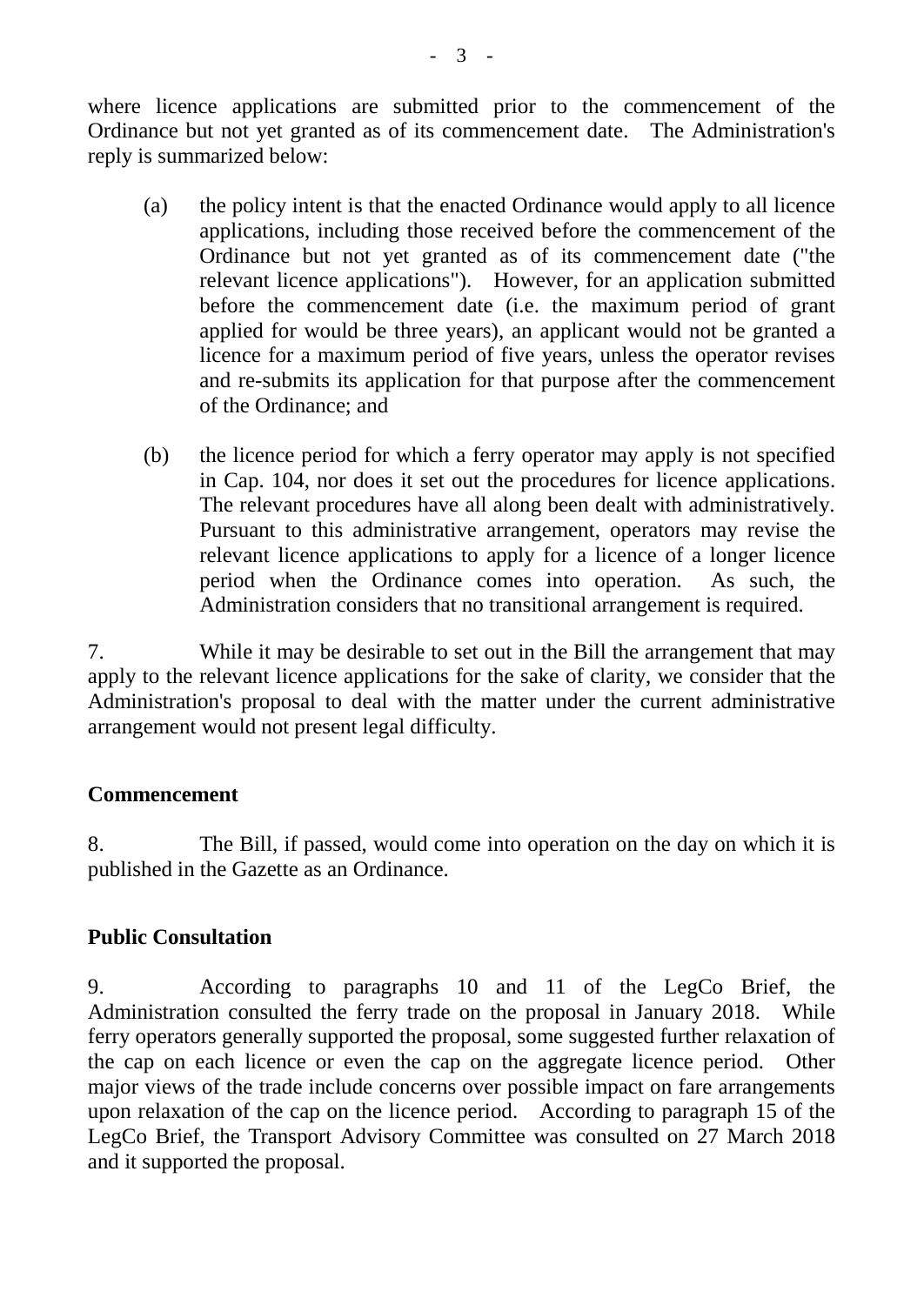where licence applications are submitted prior to the commencement of the Ordinance but not yet granted as of its commencement date. The Administration's reply is summarized below:

(a) the policy intent is that the enacted Ordinance would apply to all licence applications, including those received before the commencement of the Ordinance but not yet granted as of its commencement date ("the relevant licence applications"). However, for an application submitted before the commencement date (i.e. the maximum period of grant applied for would be three years), an applicant would not be granted a licence for a maximum period of five years, unless the operator revises and re-submits its application for that purpose after the commencement of the Ordinance; and

(b) the licence period for which a ferry operator may apply is not specified in Cap. 104, nor does it set out the procedures for licence applications. The relevant procedures have all along been dealt with administratively. Pursuant to this administrative arrangement, operators may revise the relevant licence applications to apply for a licence of a longer licence period when the Ordinance comes into operation. As such, the Administration considers that no transitional arrangement is required.

7. While it may be desirable to set out in the Bill the arrangement that may apply to the relevant licence applications for the sake of clarity, we consider that the Administration's proposal to deal with the matter under the current administrative arrangement would not present legal difficulty.

**Commencement**

8. The Bill, if passed, would come into operation on the day on which it is published in the Gazette as an Ordinance.

**Public Consultation**

9. According to paragraphs 10 and 11 of the LegCo Brief, the Administration consulted the ferry trade on the proposal in January 2018. While ferry operators generally supported the proposal, some suggested further relaxation of the cap on each licence or even the cap on the aggregate licence period. Other major views of the trade include concerns over possible impact on fare arrangements upon relaxation of the cap on the licence period. According to paragraph 15 of the LegCo Brief, the Transport Advisory Committee was consulted on 27 March 2018 and it supported the proposal.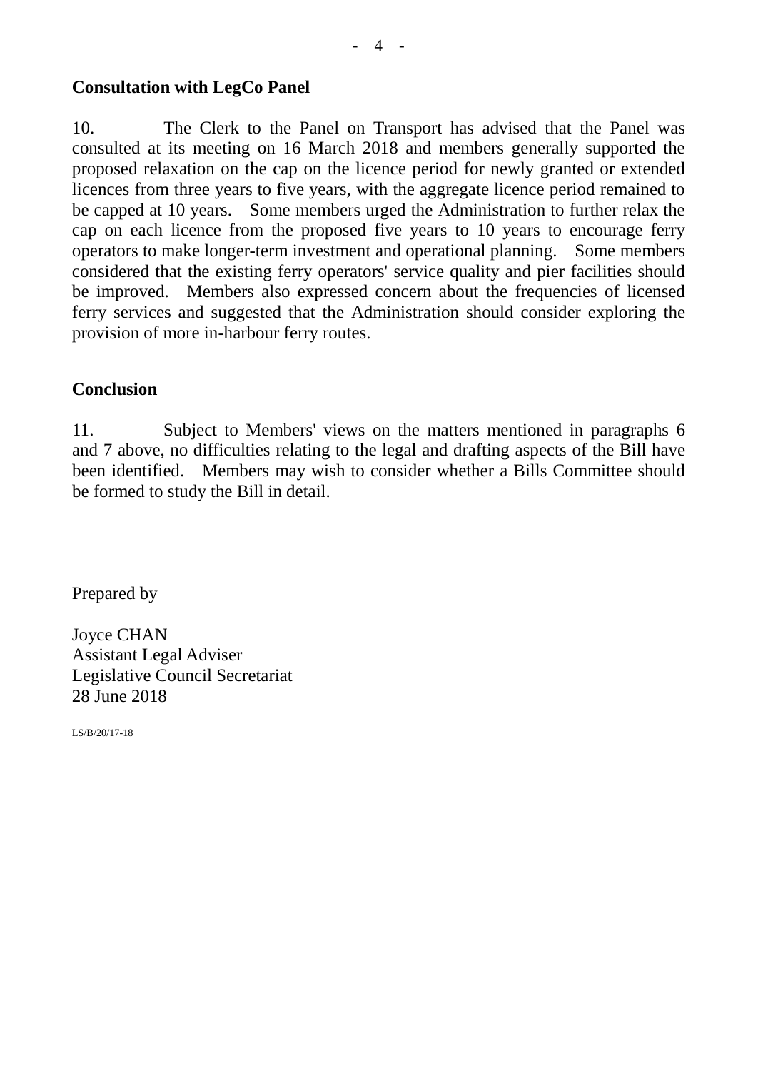**Consultation with LegCo Panel**

10. The Clerk to the Panel on Transport has advised that the Panel was consulted at its meeting on 16 March 2018 and members generally supported the proposed relaxation on the cap on the licence period for newly granted or extended licences from three years to five years, with the aggregate licence period remained to be capped at 10 years. Some members urged the Administration to further relax the cap on each licence from the proposed five years to 10 years to encourage ferry operators to make longer-term investment and operational planning. Some members considered that the existing ferry operators' service quality and pier facilities should be improved. Members also expressed concern about the frequencies of licensed ferry services and suggested that the Administration should consider exploring the provision of more in-harbour ferry routes.

**Conclusion**

11. Subject to Members' views on the matters mentioned in paragraphs 6 and 7 above, no difficulties relating to the legal and drafting aspects of the Bill have been identified. Members may wish to consider whether a Bills Committee should be formed to study the Bill in detail.

Prepared by

Joyce CHAN
Assistant Legal Adviser
Legislative Council Secretariat
28 June 2018

LS/B/20/17-18